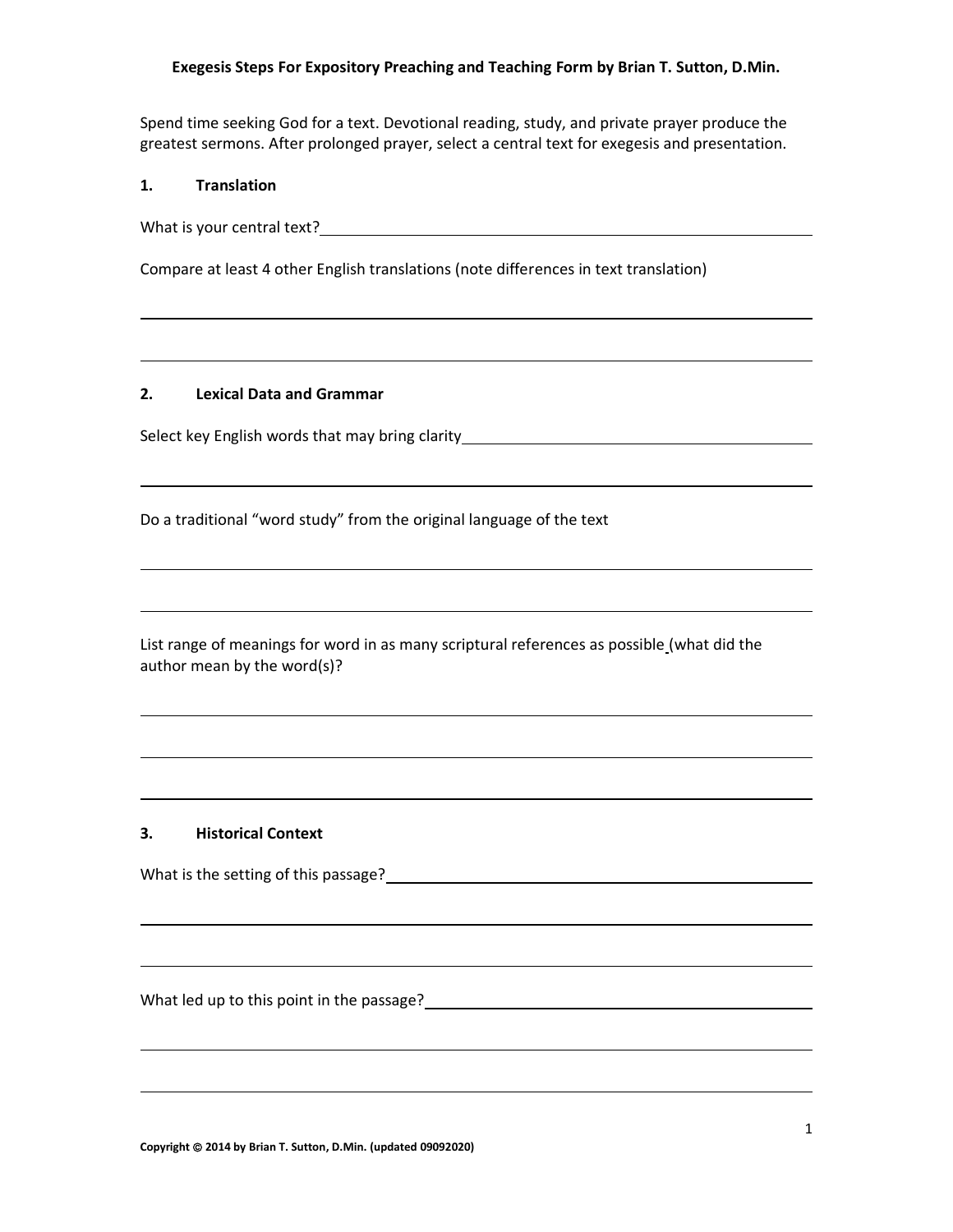# Exegesis Steps For Expository Preaching and Teaching Form by Brian T. Sutton, D.Min.

Spend time seeking God for a text. Devotional reading, study, and private prayer produce the greatest sermons. After prolonged prayer, select a central text for exegesis and presentation.

## 1. Translation

What is your central text?

Compare at least 4 other English translations (note differences in text translation)

## 2. Lexical Data and Grammar

Select key English words that may bring clarity

Do a traditional "word study" from the original language of the text

List range of meanings for word in as many scriptural references as possible (what did the author mean by the word(s)?

## 3. Historical Context

What is the setting of this passage?

What led up to this point in the passage?

Copyright © 2014 by Brian T. Sutton, D.Min. (updated 09092020)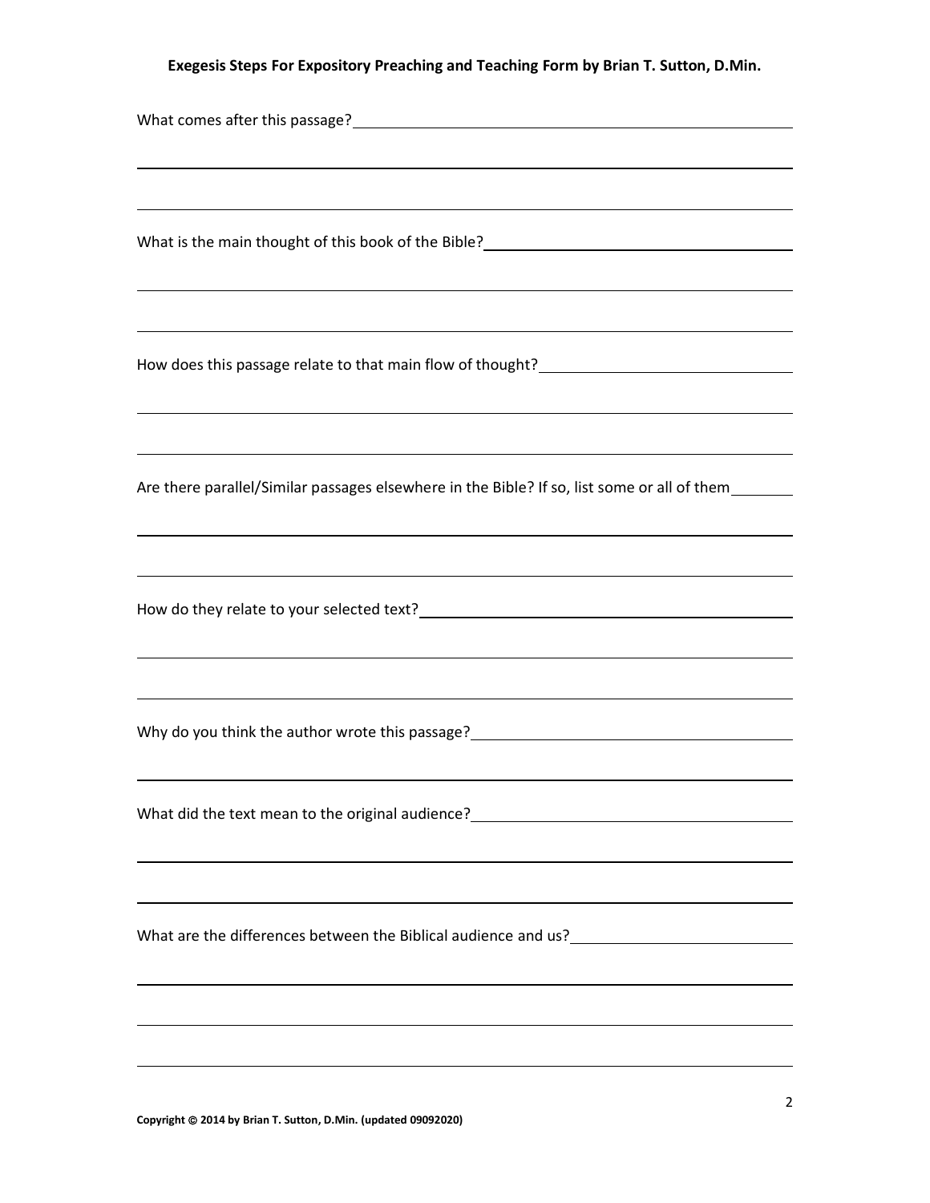What comes after this passage?

What is the main thought of this book of the Bible?

How does this passage relate to that main flow of thought?

Are there parallel/Similar passages elsewhere in the Bible? If so, list some or all of them

How do they relate to your selected text?

Why do you think the author wrote this passage?

What did the text mean to the original audience?

What are the differences between the Biblical audience and us?

Copyright © 2014 by Brian T. Sutton, D.Min. (updated 09092020)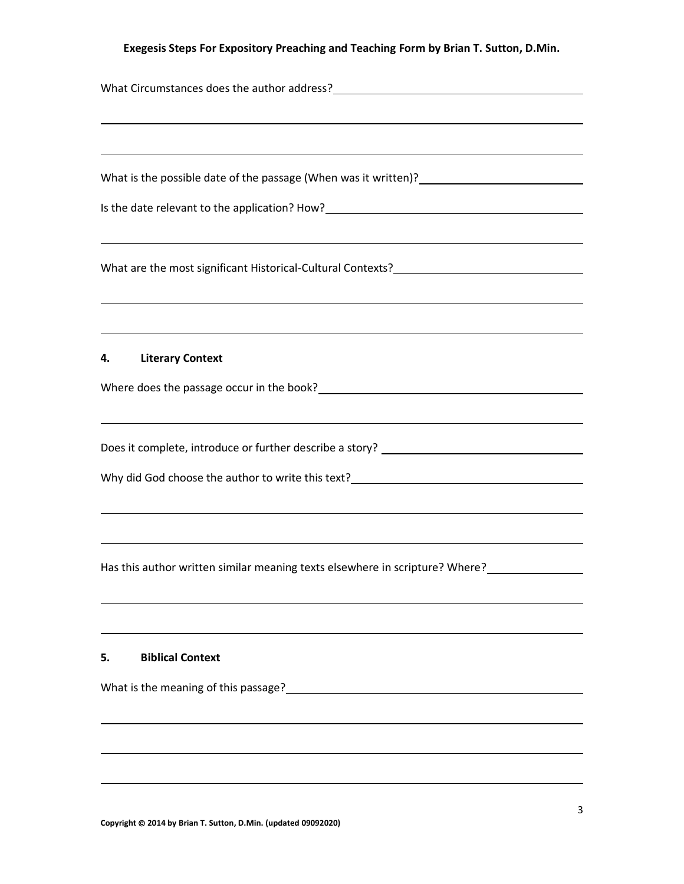What Circumstances does the author address?

What is the possible date of the passage (When was it written)?

Is the date relevant to the application? How?

What are the most significant Historical-Cultural Contexts?

## 4. Literary Context

Where does the passage occur in the book?

Does it complete, introduce or further describe a story?

Why did God choose the author to write this text?

Has this author written similar meaning texts elsewhere in scripture? Where?

## 5. Biblical Context

What is the meaning of this passage?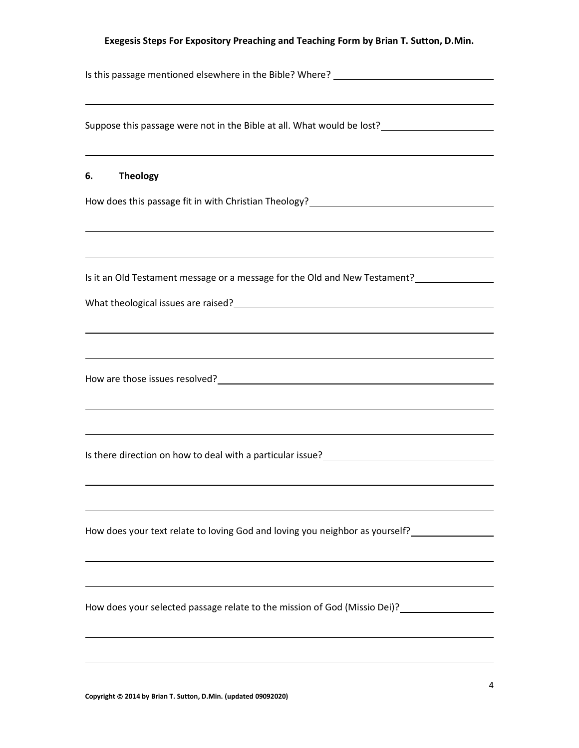Is this passage mentioned elsewhere in the Bible? Where?

Suppose this passage were not in the Bible at all. What would be lost?

## 6. Theology

How does this passage fit in with Christian Theology?

Is it an Old Testament message or a message for the Old and New Testament?

What theological issues are raised?

How are those issues resolved?

Is there direction on how to deal with a particular issue?

How does your text relate to loving God and loving you neighbor as yourself?

How does your selected passage relate to the mission of God (Missio Dei)?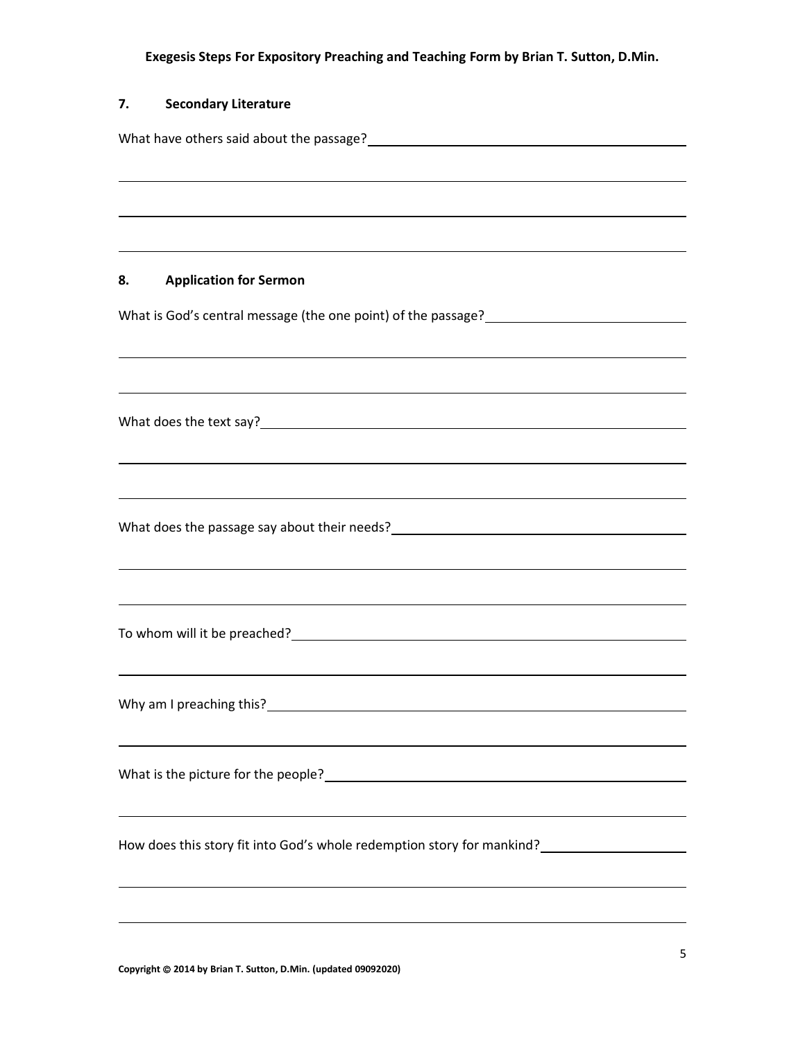## 7. Secondary Literature

What have others said about the passage?

## 8. Application for Sermon

What is God's central message (the one point) of the passage?

What does the text say?

What does the passage say about their needs?

To whom will it be preached?

Why am I preaching this?

What is the picture for the people?

How does this story fit into God's whole redemption story for mankind?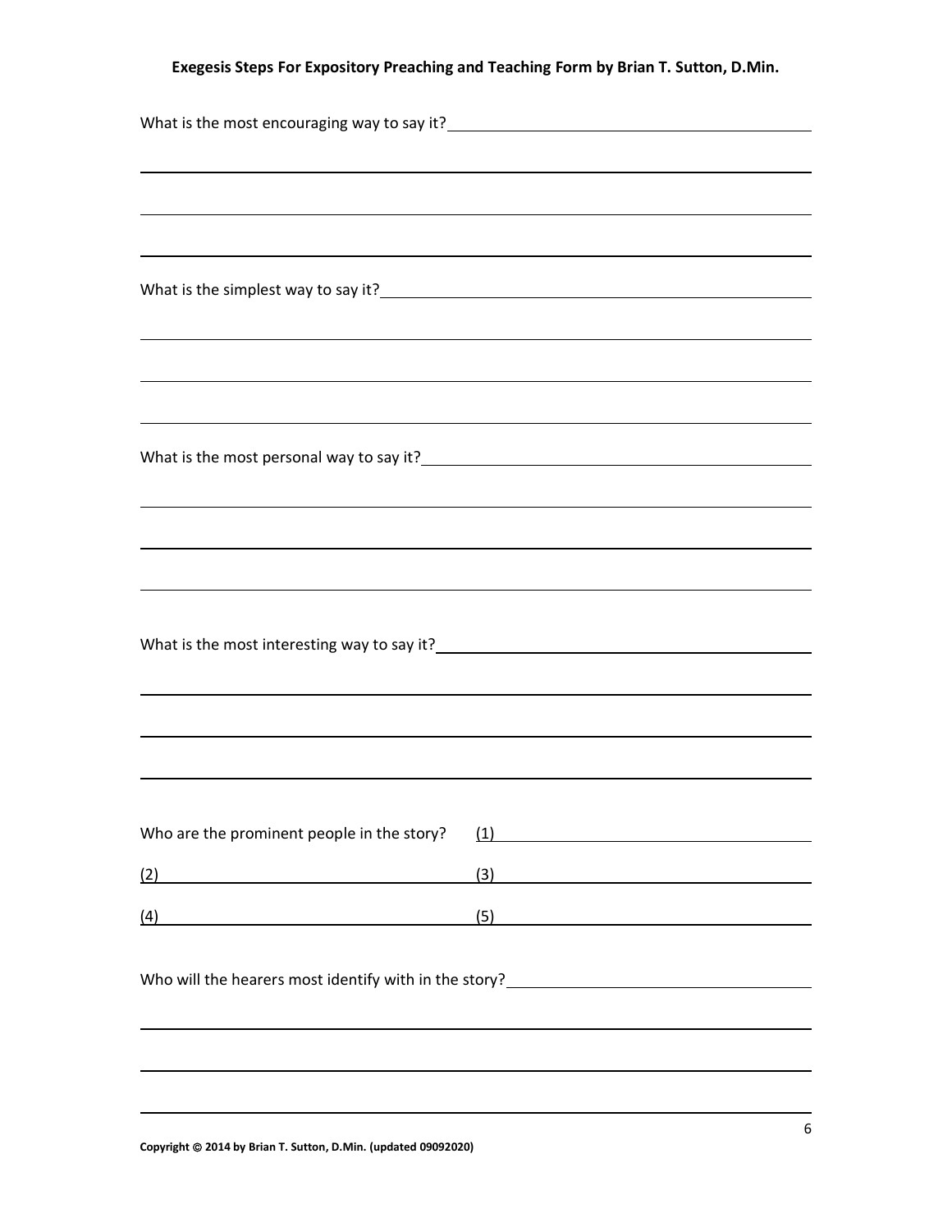What is the most encouraging way to say it?

What is the simplest way to say it?

What is the most personal way to say it?

What is the most interesting way to say it?

Who are the prominent people in the story? (1)

(2) (3)

(4) (5)

Who will the hearers most identify with in the story?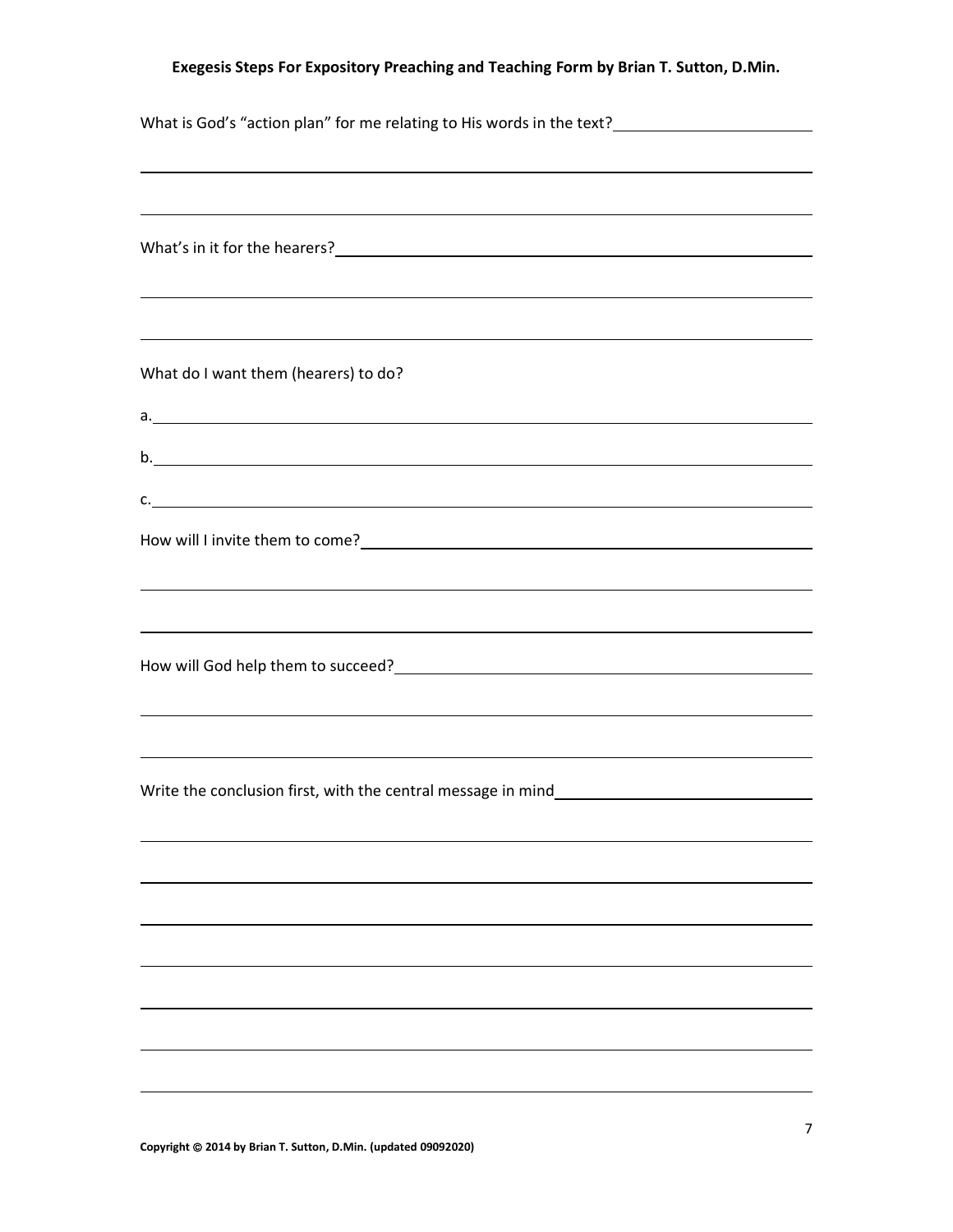What is God's "action plan" for me relating to His words in the text?

What's in it for the hearers?

What do I want them (hearers) to do?

a.

b.

c.

How will I invite them to come?

How will God help them to succeed?

Write the conclusion first, with the central message in mind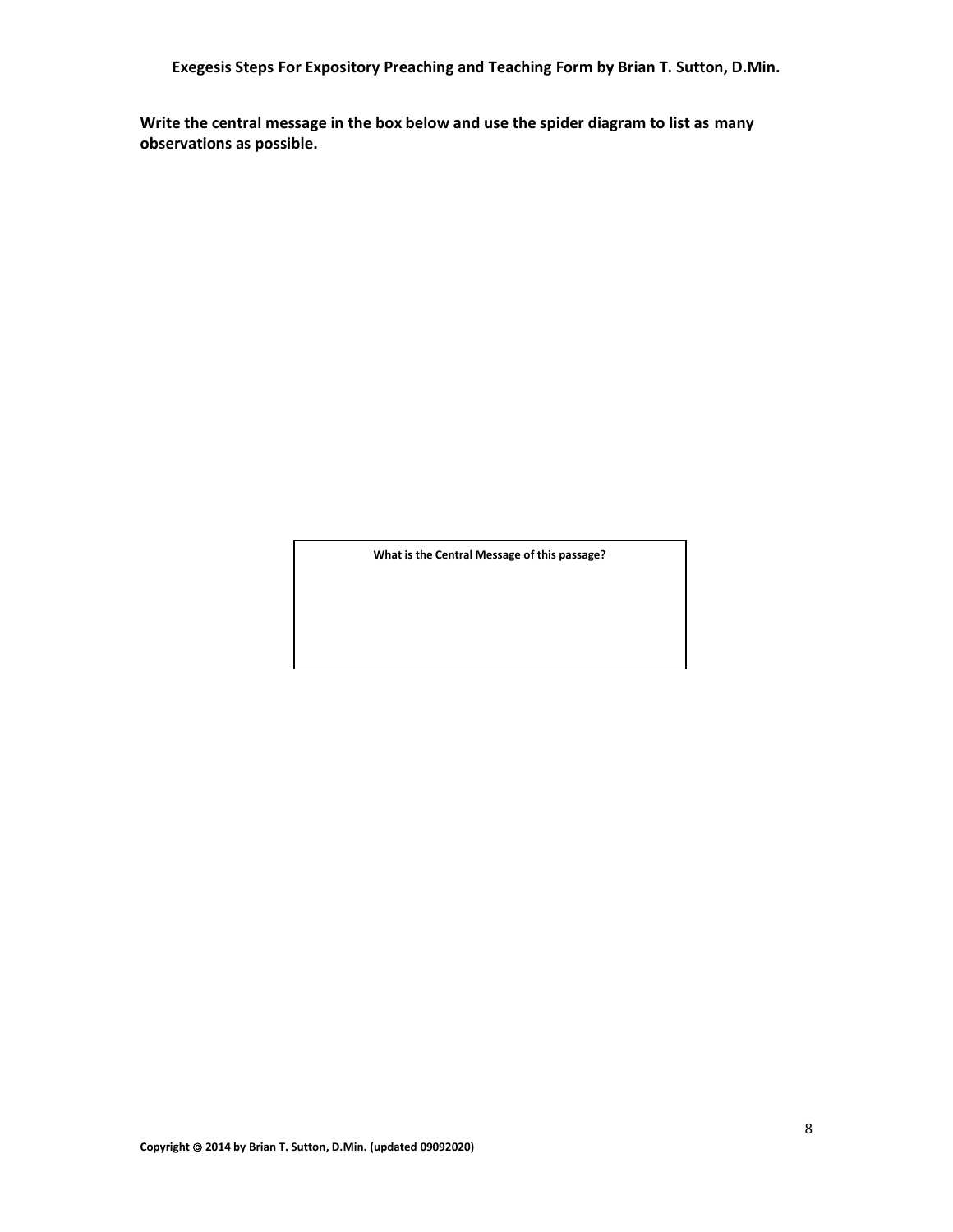**Write the central message in the box below and use the spider diagram to list as many observations as possible.**

| What is the Central Message of this passage? |
|---|
| |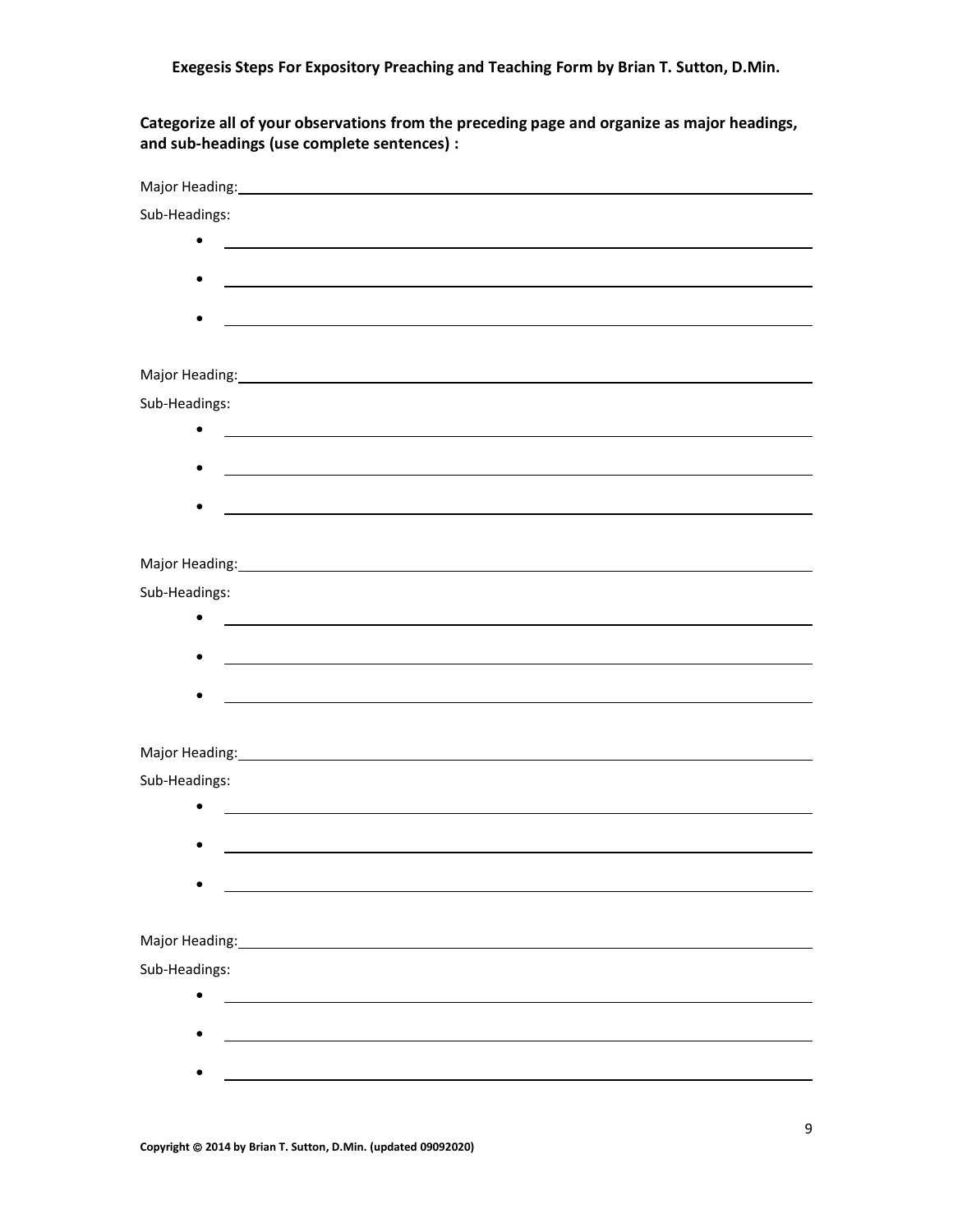**Categorize all of your observations from the preceding page and organize as major headings, and sub-headings (use complete sentences) :**

Major Heading: ______________________________

Sub-Headings:

- ______________________________
- ______________________________
- ______________________________

Major Heading: ______________________________

Sub-Headings:

- ______________________________
- ______________________________
- ______________________________

Major Heading: ______________________________

Sub-Headings:

- ______________________________
- ______________________________
- ______________________________

Major Heading: ______________________________

Sub-Headings:

- ______________________________
- ______________________________
- ______________________________

Major Heading: ______________________________

Sub-Headings:

- ______________________________
- ______________________________
- ______________________________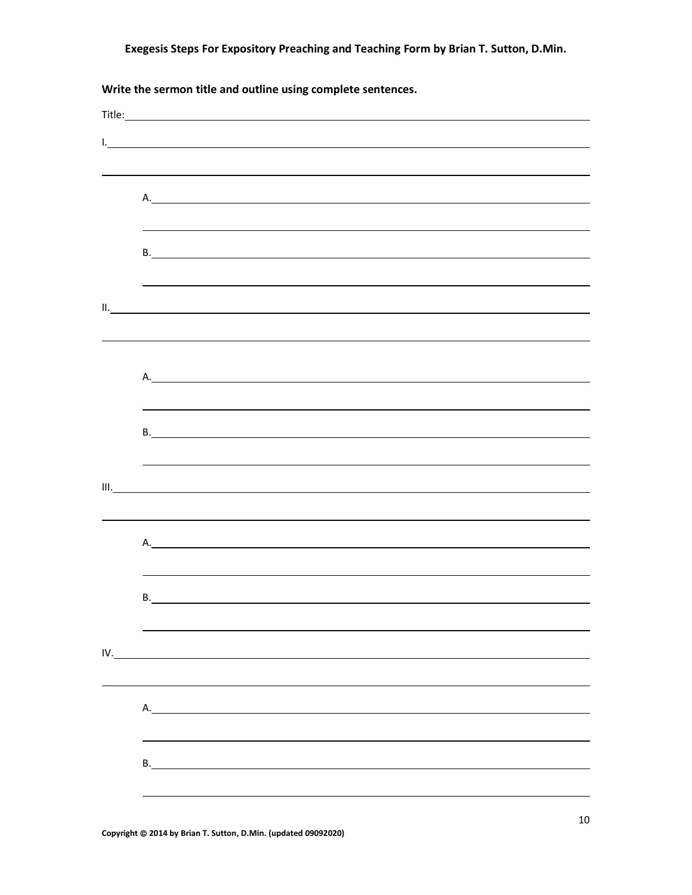Exegesis Steps For Expository Preaching and Teaching Form by Brian T. Sutton, D.Min.

**Write the sermon title and outline using complete sentences.**

Title:

I.

A.

B.

II.

A.

B.

III.

A.

B.

IV.

A.

B.

Copyright © 2014 by Brian T. Sutton, D.Min. (updated 09092020)